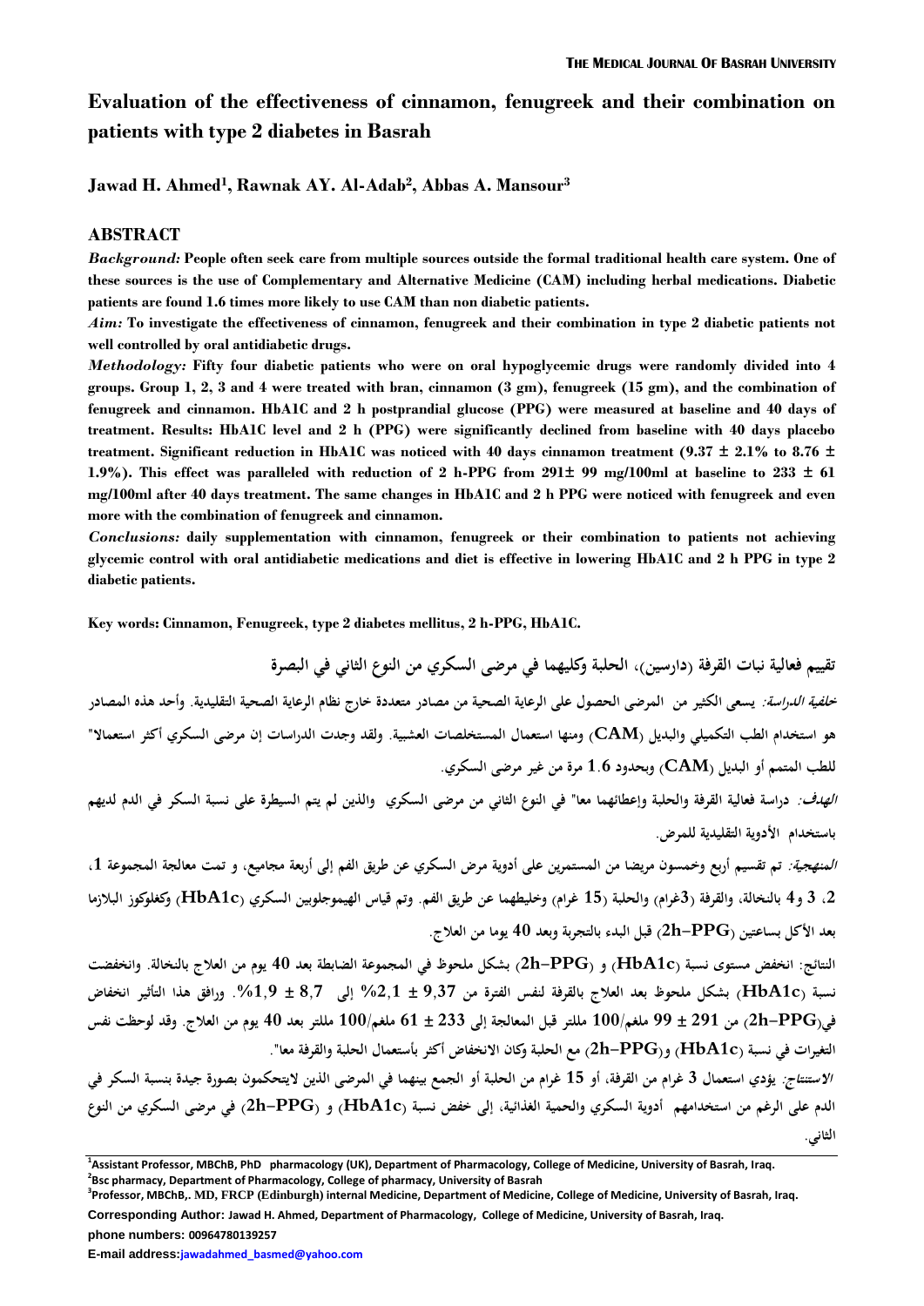# Evaluation of the effectiveness of cinnamon, fenugreek and their combination on patients with type 2 diabetes in Basrah

**Jawad H. Ahmed[1], Rawnak AY. Al-Adab[2], Abbas A. Mansour[3]**

## ABSTRACT

***Background:*** **People often seek care from multiple sources outside the formal traditional health care system. One of these sources is the use of Complementary and Alternative Medicine (CAM) including herbal medications. Diabetic patients are found 1.6 times more likely to use CAM than non diabetic patients.**

***Aim:*** **To investigate the effectiveness of cinnamon, fenugreek and their combination in type 2 diabetic patients not well controlled by oral antidiabetic drugs.**

***Methodology:*** **Fifty four diabetic patients who were on oral hypoglycemic drugs were randomly divided into 4 groups. Group 1, 2, 3 and 4 were treated with bran, cinnamon (3 gm), fenugreek (15 gm), and the combination of fenugreek and cinnamon. HbA1C and 2 h postprandial glucose (PPG) were measured at baseline and 40 days of treatment. Results: HbA1C level and 2 h (PPG) were significantly declined from baseline with 40 days placebo treatment. Significant reduction in HbA1C was noticed with 40 days cinnamon treatment (9.37 ± 2.1% to 8.76 ± 1.9%). This effect was paralleled with reduction of 2 h-PPG from 291± 99 mg/100ml at baseline to 233 ± 61 mg/100ml after 40 days treatment. The same changes in HbA1C and 2 h PPG were noticed with fenugreek and even more with the combination of fenugreek and cinnamon.**

***Conclusions:*** **daily supplementation with cinnamon, fenugreek or their combination to patients not achieving glycemic control with oral antidiabetic medications and diet is effective in lowering HbA1C and 2 h PPG in type 2 diabetic patients.**

**Key words: Cinnamon, Fenugreek, type 2 diabetes mellitus, 2 h-PPG, HbA1C.**

## تقييم فعالية نبات القرفة (دارسين)، الحلبة وكليهما في مرضى السكري من النوع الثاني في البصرة

***خلفية الدراسة:*** **يسعى الكثير من المرضى الحصول على الرعاية الصحية من مصادر متعددة خارج نظام الرعاية الصحية التقليدية. وأحد هذه المصادر هو استخدام الطب التكميلي والبديل (CAM) ومنها استعمال المستخلصات العشبية. ولقد وجدت الدراسات إن مرضى السكري أكثر استعمالا" للطب المتمم أو البديل (CAM) وبحدود 1.6 مرة من غير مرضى السكري.**

***الهدف:*** **دراسة فعالية القرفة والحلبة وإعطائهما معا" في النوع الثاني من مرضى السكري والذين لم يتم السيطرة على نسبة السكر في الدم لديهم باستخدام الأدوية التقليدية للمرض.**

***المنهجية:*** **تم تقسيم أربع وخمسون مريضا من المستمرين على أدوية مرض السكري عن طريق الفم إلى أربعة مجاميع، و تمت معالجة المجموعة 1، 2، 3 و4 بالنخالة، والقرفة (3غرام) والحلبة (15 غرام) وخليطهما عن طريق الفم. وتم قياس الهيموجلوبين السكري (HbA1c) وكغلوكوز البلازما بعد الأكل بساعتين (2h-PPG) قبل البدء بالتجربة وبعد 40 يوما من العلاج.**

**النتائج: انخفض مستوى نسبة (HbA1c) و (2h-PPG) بشكل ملحوظ في المجموعة الضابطة بعد 40 يوم من العلاج بالنخالة. وانخفضت نسبة (HbA1c) بشكل ملحوظ بعد العلاج بالقرفة لنفس الفترة من 9,37 ± 2,1% إلى 8,7 ± 1,9%. ورافق هذا التأثير انخفاض في(2h-PPG) من 291 ± 99 ملغم/100 مللتر قبل المعالجة إلى 233 ± 61 ملغم/100 مللتر بعد 40 يوم من العلاج. وقد لوحظت نفس التغيرات في نسبة (HbA1c) و(2h-PPG) مع الحلبة وكان الانخفاض أكثر بأستعمال الحلبة والقرفة معا".**

***الاستنتاج:*** **يؤدي استعمال 3 غرام من القرفة، أو 15 غرام من الحلبة أو الجمع بينهما في المرضى الذين لايتحكمون بصورة جيدة بنسبة السكر في الدم على الرغم من استخدامهم أدوية السكري والحمية الغذائية، إلى خفض نسبة (HbA1c) و (2h-PPG) في مرضى السكري من النوع الثاني.**

---

[1]Assistant Professor, MBChB, PhD pharmacology (UK), Department of Pharmacology, College of Medicine, University of Basrah, Iraq.

[2]Bsc pharmacy, Department of Pharmacology, College of pharmacy, University of Basrah

[3]Professor, MBChB,. MD, FRCP (Edinburgh) internal Medicine, Department of Medicine, College of Medicine, University of Basrah, Iraq.

**Corresponding Author:** Jawad H. Ahmed, Department of Pharmacology, College of Medicine, University of Basrah, Iraq.

**phone numbers:** 00964780139257

**E-mail address:** jawadahmed_basmed@yahoo.com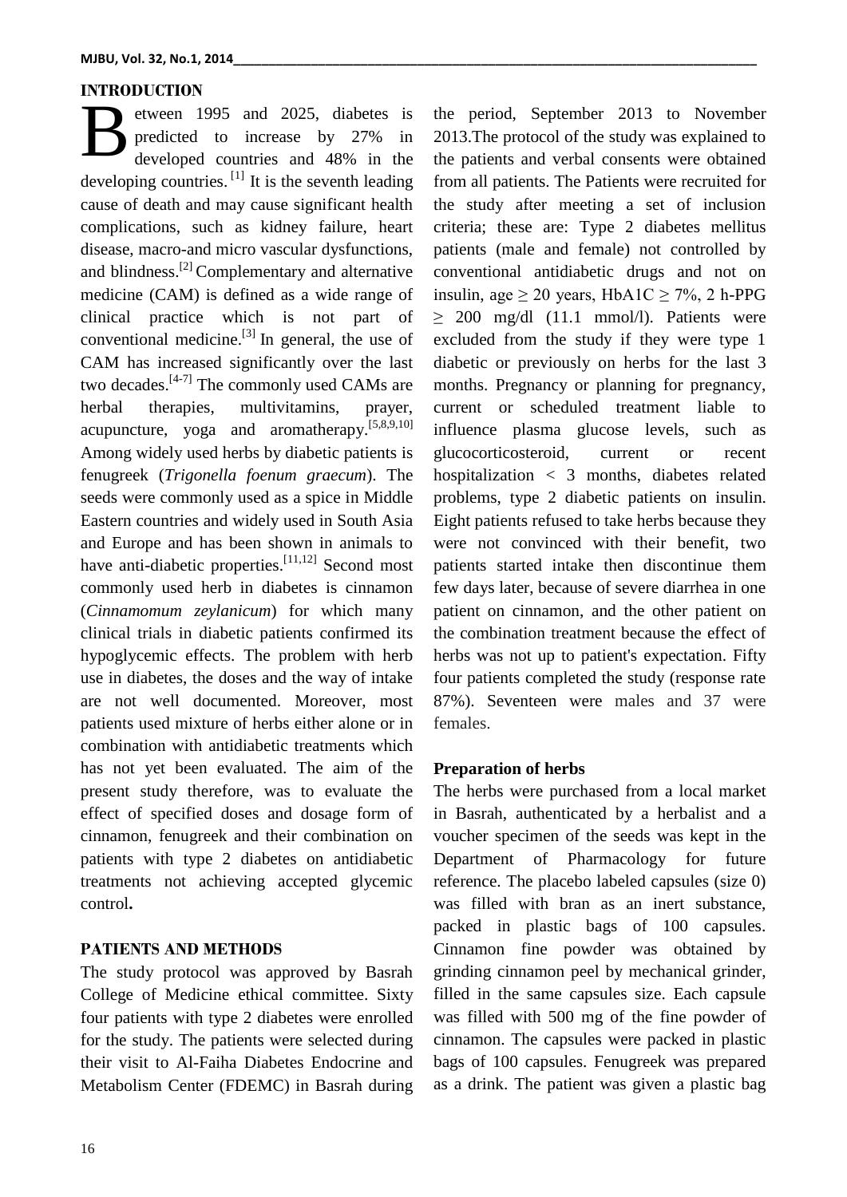## INTRODUCTION

Between 1995 and 2025, diabetes is predicted to increase by 27% in developed countries and 48% in the developing countries. [1] It is the seventh leading cause of death and may cause significant health complications, such as kidney failure, heart disease, macro-and micro vascular dysfunctions, and blindness.[2] Complementary and alternative medicine (CAM) is defined as a wide range of clinical practice which is not part of conventional medicine.[3] In general, the use of CAM has increased significantly over the last two decades.[4-7] The commonly used CAMs are herbal therapies, multivitamins, prayer, acupuncture, yoga and aromatherapy.[5,8,9,10] Among widely used herbs by diabetic patients is fenugreek (*Trigonella foenum graecum*). The seeds were commonly used as a spice in Middle Eastern countries and widely used in South Asia and Europe and has been shown in animals to have anti-diabetic properties.[11,12] Second most commonly used herb in diabetes is cinnamon (*Cinnamomum zeylanicum*) for which many clinical trials in diabetic patients confirmed its hypoglycemic effects. The problem with herb use in diabetes, the doses and the way of intake are not well documented. Moreover, most patients used mixture of herbs either alone or in combination with antidiabetic treatments which has not yet been evaluated. The aim of the present study therefore, was to evaluate the effect of specified doses and dosage form of cinnamon, fenugreek and their combination on patients with type 2 diabetes on antidiabetic treatments not achieving accepted glycemic control**.**

## PATIENTS AND METHODS

The study protocol was approved by Basrah College of Medicine ethical committee. Sixty four patients with type 2 diabetes were enrolled for the study. The patients were selected during their visit to Al-Faiha Diabetes Endocrine and Metabolism Center (FDEMC) in Basrah during the period, September 2013 to November 2013.The protocol of the study was explained to the patients and verbal consents were obtained from all patients. The Patients were recruited for the study after meeting a set of inclusion criteria; these are: Type 2 diabetes mellitus patients (male and female) not controlled by conventional antidiabetic drugs and not on insulin, age ≥ 20 years, HbA1C ≥ 7%, 2 h-PPG ≥ 200 mg/dl (11.1 mmol/l). Patients were excluded from the study if they were type 1 diabetic or previously on herbs for the last 3 months. Pregnancy or planning for pregnancy, current or scheduled treatment liable to influence plasma glucose levels, such as glucocorticosteroid, current or recent hospitalization < 3 months, diabetes related problems, type 2 diabetic patients on insulin. Eight patients refused to take herbs because they were not convinced with their benefit, two patients started intake then discontinue them few days later, because of severe diarrhea in one patient on cinnamon, and the other patient on the combination treatment because the effect of herbs was not up to patient's expectation. Fifty four patients completed the study (response rate 87%). Seventeen were males and 37 were females.

### Preparation of herbs

The herbs were purchased from a local market in Basrah, authenticated by a herbalist and a voucher specimen of the seeds was kept in the Department of Pharmacology for future reference. The placebo labeled capsules (size 0) was filled with bran as an inert substance, packed in plastic bags of 100 capsules. Cinnamon fine powder was obtained by grinding cinnamon peel by mechanical grinder, filled in the same capsules size. Each capsule was filled with 500 mg of the fine powder of cinnamon. The capsules were packed in plastic bags of 100 capsules. Fenugreek was prepared as a drink. The patient was given a plastic bag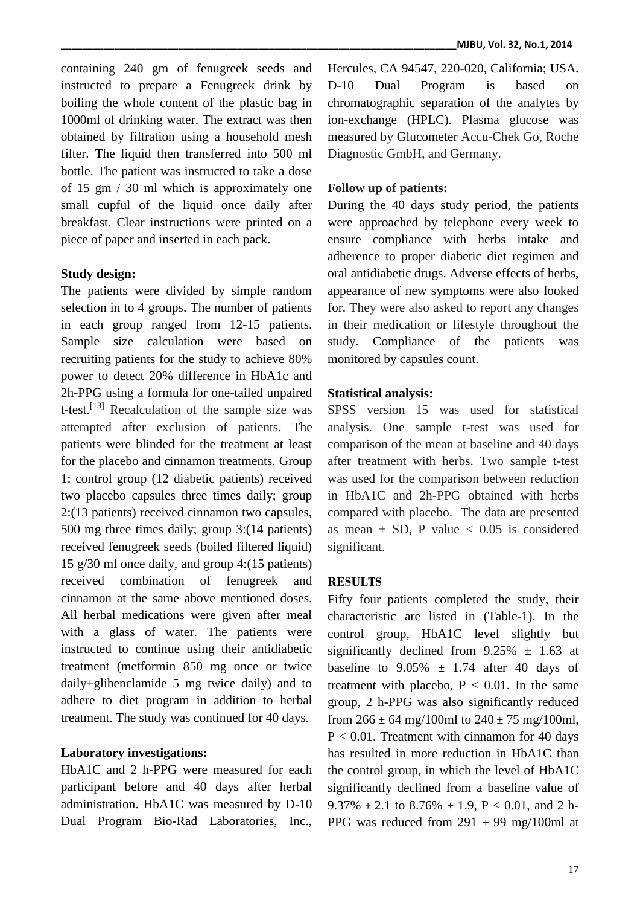containing 240 gm of fenugreek seeds and instructed to prepare a Fenugreek drink by boiling the whole content of the plastic bag in 1000ml of drinking water. The extract was then obtained by filtration using a household mesh filter. The liquid then transferred into 500 ml bottle. The patient was instructed to take a dose of 15 gm / 30 ml which is approximately one small cupful of the liquid once daily after breakfast. Clear instructions were printed on a piece of paper and inserted in each pack.

**Study design:**

The patients were divided by simple random selection in to 4 groups. The number of patients in each group ranged from 12-15 patients. Sample size calculation were based on recruiting patients for the study to achieve 80% power to detect 20% difference in HbA1c and 2h-PPG using a formula for one-tailed unpaired t-test.[13] Recalculation of the sample size was attempted after exclusion of patients. The patients were blinded for the treatment at least for the placebo and cinnamon treatments. Group 1: control group (12 diabetic patients) received two placebo capsules three times daily; group 2:(13 patients) received cinnamon two capsules, 500 mg three times daily; group 3:(14 patients) received fenugreek seeds (boiled filtered liquid) 15 g/30 ml once daily, and group 4:(15 patients) received combination of fenugreek and cinnamon at the same above mentioned doses. All herbal medications were given after meal with a glass of water. The patients were instructed to continue using their antidiabetic treatment (metformin 850 mg once or twice daily+glibenclamide 5 mg twice daily) and to adhere to diet program in addition to herbal treatment. The study was continued for 40 days.

**Laboratory investigations:**

HbA1C and 2 h-PPG were measured for each participant before and 40 days after herbal administration. HbA1C was measured by D-10 Dual Program Bio-Rad Laboratories, Inc., Hercules, CA 94547, 220-020, California; USA**.** D-10 Dual Program is based on chromatographic separation of the analytes by ion-exchange (HPLC). Plasma glucose was measured by Glucometer Accu-Chek Go, Roche Diagnostic GmbH, and Germany.

**Follow up of patients:**

During the 40 days study period, the patients were approached by telephone every week to ensure compliance with herbs intake and adherence to proper diabetic diet regimen and oral antidiabetic drugs. Adverse effects of herbs, appearance of new symptoms were also looked for. They were also asked to report any changes in their medication or lifestyle throughout the study. Compliance of the patients was monitored by capsules count.

**Statistical analysis:**

SPSS version 15 was used for statistical analysis. One sample t-test was used for comparison of the mean at baseline and 40 days after treatment with herbs. Two sample t-test was used for the comparison between reduction in HbA1C and 2h-PPG obtained with herbs compared with placebo. The data are presented as mean ± SD, P value $< 0.05$ is considered significant.

**RESULTS**

Fifty four patients completed the study, their characteristic are listed in (Table-1). In the control group, HbA1C level slightly but significantly declined from 9.25% ± 1.63 at baseline to 9.05% ± 1.74 after 40 days of treatment with placebo, $P < 0.01$. In the same group, 2 h-PPG was also significantly reduced from 266 ± 64 mg/100ml to 240 ± 75 mg/100ml, $P < 0.01$. Treatment with cinnamon for 40 days has resulted in more reduction in HbA1C than the control group, in which the level of HbA1C significantly declined from a baseline value of 9.37% ± 2.1 to 8.76% ± 1.9, $P < 0.01$, and 2 h-PPG was reduced from 291 ± 99 mg/100ml at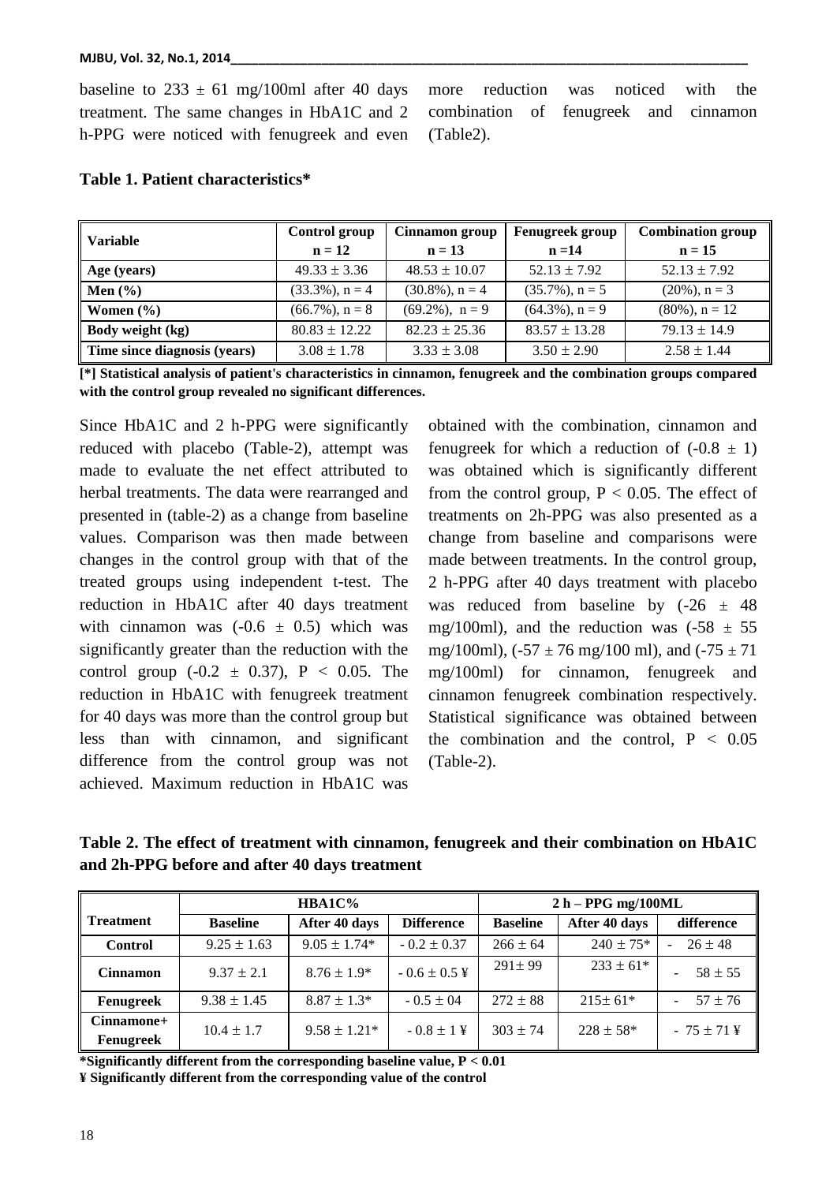baseline to 233 ± 61 mg/100ml after 40 days treatment. The same changes in HbA1C and 2 h-PPG were noticed with fenugreek and even more reduction was noticed with the combination of fenugreek and cinnamon (Table2).

**Table 1. Patient characteristics***

| Variable | Control group n = 12 | Cinnamon group n = 13 | Fenugreek group n =14 | Combination group n = 15 |
|---|---|---|---|---|
| **Age (years)** | 49.33 ± 3.36 | 48.53 ± 10.07 | 52.13 ± 7.92 | 52.13 ± 7.92 |
| **Men (%)** | (33.3%), n = 4 | (30.8%), n = 4 | (35.7%), n = 5 | (20%), n = 3 |
| **Women (%)** | (66.7%), n = 8 | (69.2%), n = 9 | (64.3%), n = 9 | (80%), n = 12 |
| **Body weight (kg)** | 80.83 ± 12.22 | 82.23 ± 25.36 | 83.57 ± 13.28 | 79.13 ± 14.9 |
| **Time since diagnosis (years)** | 3.08 ± 1.78 | 3.33 ± 3.08 | 3.50 ± 2.90 | 2.58 ± 1.44 |

**[*] Statistical analysis of patient's characteristics in cinnamon, fenugreek and the combination groups compared with the control group revealed no significant differences.**

Since HbA1C and 2 h-PPG were significantly reduced with placebo (Table-2), attempt was made to evaluate the net effect attributed to herbal treatments. The data were rearranged and presented in (table-2) as a change from baseline values. Comparison was then made between changes in the control group with that of the treated groups using independent t-test. The reduction in HbA1C after 40 days treatment with cinnamon was (-0.6 ± 0.5) which was significantly greater than the reduction with the control group (-0.2 ± 0.37), $P < 0.05$. The reduction in HbA1C with fenugreek treatment for 40 days was more than the control group but less than with cinnamon, and significant difference from the control group was not achieved. Maximum reduction in HbA1C was obtained with the combination, cinnamon and fenugreek for which a reduction of (-0.8 ± 1) was obtained which is significantly different from the control group, $P < 0.05$. The effect of treatments on 2h-PPG was also presented as a change from baseline and comparisons were made between treatments. In the control group, 2 h-PPG after 40 days treatment with placebo was reduced from baseline by (-26 ± 48 mg/100ml), and the reduction was (-58 ± 55 mg/100ml), (-57 ± 76 mg/100 ml), and (-75 ± 71 mg/100ml) for cinnamon, fenugreek and cinnamon fenugreek combination respectively. Statistical significance was obtained between the combination and the control, $P < 0.05$ (Table-2).

**Table 2. The effect of treatment with cinnamon, fenugreek and their combination on HbA1C and 2h-PPG before and after 40 days treatment**

| Treatment | HBA1C% | | | 2 h – PPG mg/100ML | | |
|---|---|---|---|---|---|---|
| | Baseline | After 40 days | Difference | Baseline | After 40 days | difference |
| **Control** | 9.25 ± 1.63 | 9.05 ± 1.74* | - 0.2 ± 0.37 | 266 ± 64 | 240 ± 75* | - 26 ± 48 |
| **Cinnamon** | 9.37 ± 2.1 | 8.76 ± 1.9* | - 0.6 ± 0.5 ¥ | 291± 99 | 233 ± 61* | - 58 ± 55 |
| **Fenugreek** | 9.38 ± 1.45 | 8.87 ± 1.3* | - 0.5 ± 04 | 272 ± 88 | 215± 61* | - 57 ± 76 |
| **Cinnamone+ Fenugreek** | 10.4 ± 1.7 | 9.58 ± 1.21* | - 0.8 ± 1 ¥ | 303 ± 74 | 228 ± 58* | - 75 ± 71 ¥ |

**\*Significantly different from the corresponding baseline value, $P < 0.01$**

**¥ Significantly different from the corresponding value of the control**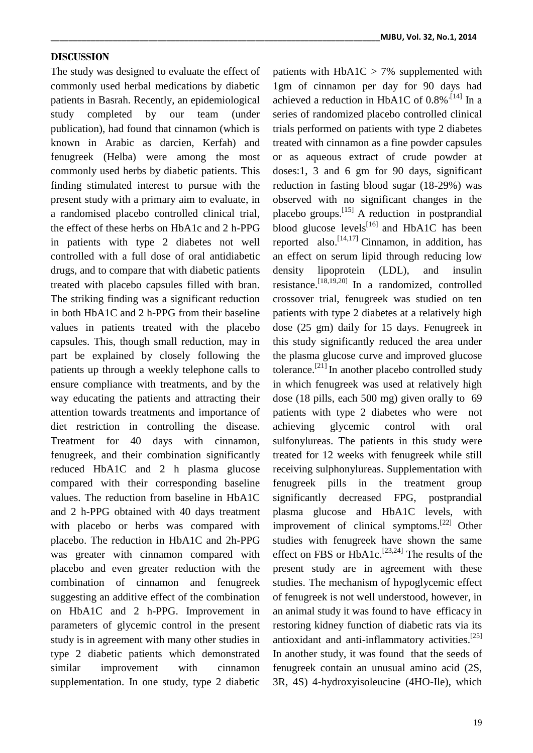## DISCUSSION

The study was designed to evaluate the effect of commonly used herbal medications by diabetic patients in Basrah. Recently, an epidemiological study completed by our team (under publication), had found that cinnamon (which is known in Arabic as darcien, Kerfah) and fenugreek (Helba) were among the most commonly used herbs by diabetic patients. This finding stimulated interest to pursue with the present study with a primary aim to evaluate, in a randomised placebo controlled clinical trial, the effect of these herbs on HbA1c and 2 h-PPG in patients with type 2 diabetes not well controlled with a full dose of oral antidiabetic drugs, and to compare that with diabetic patients treated with placebo capsules filled with bran. The striking finding was a significant reduction in both HbA1C and 2 h-PPG from their baseline values in patients treated with the placebo capsules. This, though small reduction, may in part be explained by closely following the patients up through a weekly telephone calls to ensure compliance with treatments, and by the way educating the patients and attracting their attention towards treatments and importance of diet restriction in controlling the disease. Treatment for 40 days with cinnamon, fenugreek, and their combination significantly reduced HbA1C and 2 h plasma glucose compared with their corresponding baseline values. The reduction from baseline in HbA1C and 2 h-PPG obtained with 40 days treatment with placebo or herbs was compared with placebo. The reduction in HbA1C and 2h-PPG was greater with cinnamon compared with placebo and even greater reduction with the combination of cinnamon and fenugreek suggesting an additive effect of the combination on HbA1C and 2 h-PPG. Improvement in parameters of glycemic control in the present study is in agreement with many other studies in type 2 diabetic patients which demonstrated similar improvement with cinnamon supplementation. In one study, type 2 diabetic patients with HbA1C > 7% supplemented with 1gm of cinnamon per day for 90 days had achieved a reduction in HbA1C of 0.8%.[14] In a series of randomized placebo controlled clinical trials performed on patients with type 2 diabetes treated with cinnamon as a fine powder capsules or as aqueous extract of crude powder at doses:1, 3 and 6 gm for 90 days, significant reduction in fasting blood sugar (18-29%) was observed with no significant changes in the placebo groups.[15] A reduction in postprandial blood glucose levels[16] and HbA1C has been reported also.[14,17] Cinnamon, in addition, has an effect on serum lipid through reducing low density lipoprotein (LDL), and insulin resistance.[18,19,20] In a randomized, controlled crossover trial, fenugreek was studied on ten patients with type 2 diabetes at a relatively high dose (25 gm) daily for 15 days. Fenugreek in this study significantly reduced the area under the plasma glucose curve and improved glucose tolerance.[21] In another placebo controlled study in which fenugreek was used at relatively high dose (18 pills, each 500 mg) given orally to 69 patients with type 2 diabetes who were not achieving glycemic control with oral sulfonylureas. The patients in this study were treated for 12 weeks with fenugreek while still receiving sulphonylureas. Supplementation with fenugreek pills in the treatment group significantly decreased FPG, postprandial plasma glucose and HbA1C levels, with improvement of clinical symptoms.[22] Other studies with fenugreek have shown the same effect on FBS or HbA1c.[23,24] The results of the present study are in agreement with these studies. The mechanism of hypoglycemic effect of fenugreek is not well understood, however, in an animal study it was found to have efficacy in restoring kidney function of diabetic rats via its antioxidant and anti-inflammatory activities.[25] In another study, it was found that the seeds of fenugreek contain an unusual amino acid (2S, 3R, 4S) 4-hydroxyisoleucine (4HO-Ile), which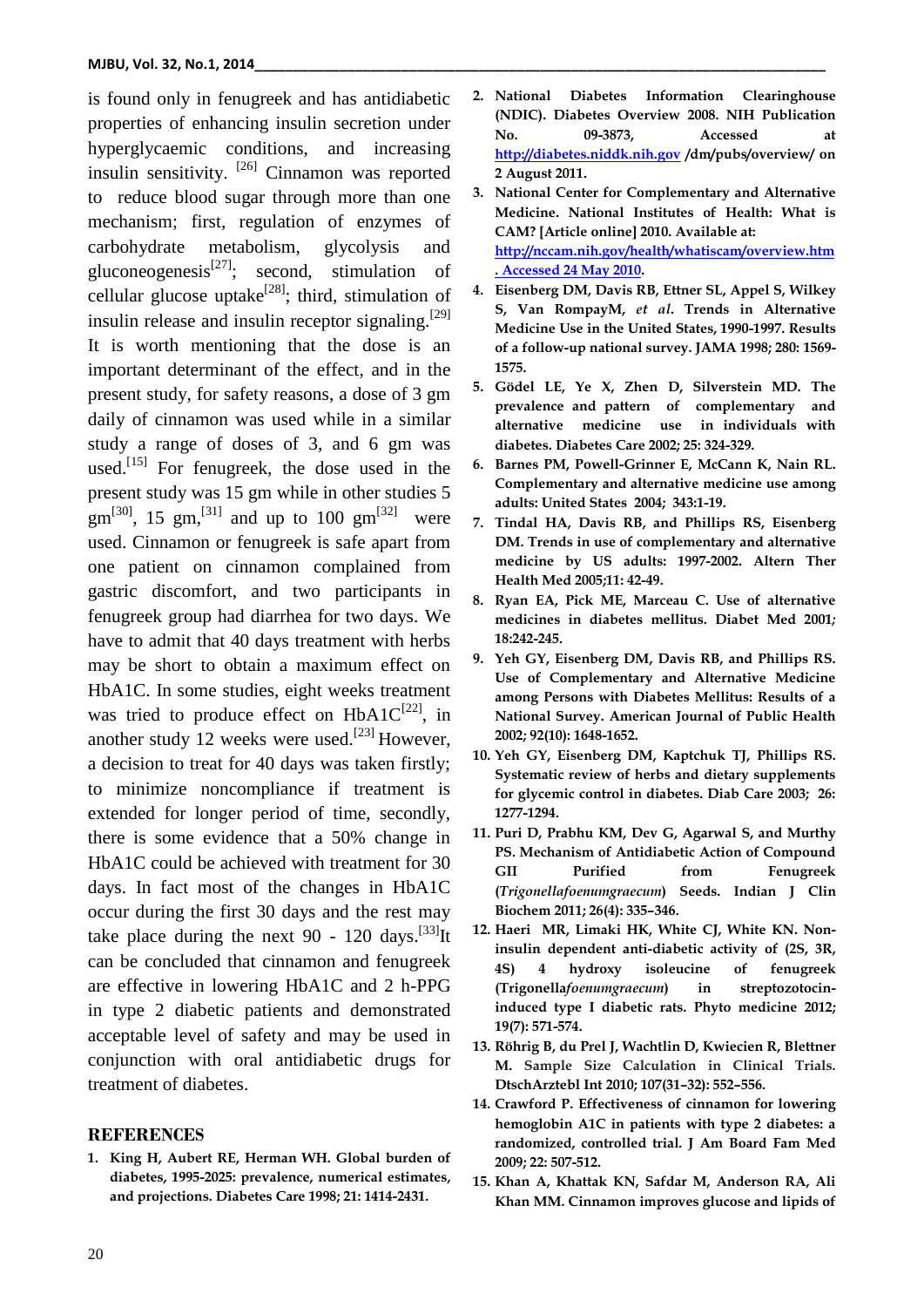is found only in fenugreek and has antidiabetic properties of enhancing insulin secretion under hyperglycaemic conditions, and increasing insulin sensitivity. [26] Cinnamon was reported to reduce blood sugar through more than one mechanism; first, regulation of enzymes of carbohydrate metabolism, glycolysis and gluconeogenesis[27]; second, stimulation of cellular glucose uptake[28]; third, stimulation of insulin release and insulin receptor signaling.[29] It is worth mentioning that the dose is an important determinant of the effect, and in the present study, for safety reasons, a dose of 3 gm daily of cinnamon was used while in a similar study a range of doses of 3, and 6 gm was used.[15] For fenugreek, the dose used in the present study was 15 gm while in other studies 5 gm[30], 15 gm,[31] and up to 100 gm[32] were used. Cinnamon or fenugreek is safe apart from one patient on cinnamon complained from gastric discomfort, and two participants in fenugreek group had diarrhea for two days. We have to admit that 40 days treatment with herbs may be short to obtain a maximum effect on HbA1C. In some studies, eight weeks treatment was tried to produce effect on HbA1C[22], in another study 12 weeks were used.[23] However, a decision to treat for 40 days was taken firstly; to minimize noncompliance if treatment is extended for longer period of time, secondly, there is some evidence that a 50% change in HbA1C could be achieved with treatment for 30 days. In fact most of the changes in HbA1C occur during the first 30 days and the rest may take place during the next 90 - 120 days.[33]It can be concluded that cinnamon and fenugreek are effective in lowering HbA1C and 2 h-PPG in type 2 diabetic patients and demonstrated acceptable level of safety and may be used in conjunction with oral antidiabetic drugs for treatment of diabetes.

## REFERENCES

1. **King H, Aubert RE, Herman WH. Global burden of diabetes, 1995-2025: prevalence, numerical estimates, and projections. Diabetes Care 1998; 21: 1414-2431.**
2. **National Diabetes Information Clearinghouse (NDIC). Diabetes Overview 2008. NIH Publication No. 09-3873, Accessed at http://diabetes.niddk.nih.gov /dm/pubs/overview/ on 2 August 2011.**
3. **National Center for Complementary and Alternative Medicine. National Institutes of Health: What is CAM? [Article online] 2010. Available at: http://nccam.nih.gov/health/whatiscam/overview.htm . Accessed 24 May 2010.**
4. **Eisenberg DM, Davis RB, Ettner SL, Appel S, Wilkey S, Van RompayM, *et al*. Trends in Alternative Medicine Use in the United States, 1990-1997. Results of a follow-up national survey. JAMA 1998; 280: 1569-1575.**
5. **Gödel LE, Ye X, Zhen D, Silverstein MD. The prevalence and pattern of complementary and alternative medicine use in individuals with diabetes. Diabetes Care 2002; 25: 324-329.**
6. **Barnes PM, Powell-Grinner E, McCann K, Nain RL. Complementary and alternative medicine use among adults: United States 2004; 343:1-19.**
7. **Tindal HA, Davis RB, and Phillips RS, Eisenberg DM. Trends in use of complementary and alternative medicine by US adults: 1997-2002. Altern Ther Health Med 2005;11: 42-49.**
8. **Ryan EA, Pick ME, Marceau C. Use of alternative medicines in diabetes mellitus. Diabet Med 2001; 18:242-245.**
9. **Yeh GY, Eisenberg DM, Davis RB, and Phillips RS. Use of Complementary and Alternative Medicine among Persons with Diabetes Mellitus: Results of a National Survey. American Journal of Public Health 2002; 92(10): 1648-1652.**
10. **Yeh GY, Eisenberg DM, Kaptchuk TJ, Phillips RS. Systematic review of herbs and dietary supplements for glycemic control in diabetes. Diab Care 2003; 26: 1277-1294.**
11. **Puri D, Prabhu KM, Dev G, Agarwal S, and Murthy PS. Mechanism of Antidiabetic Action of Compound GII Purified from Fenugreek (*Trigonellafoenumgraecum*) Seeds. Indian J Clin Biochem 2011; 26(4): 335–346.**
12. **Haeri MR, Limaki HK, White CJ, White KN. Non-insulin dependent anti-diabetic activity of (2S, 3R, 4S) 4 hydroxy isoleucine of fenugreek (Trigonella*foenumgraecum*) in streptozotocin-induced type I diabetic rats. Phyto medicine 2012; 19(7): 571-574.**
13. **Röhrig B, du Prel J, Wachtlin D, Kwiecien R, Blettner M. Sample Size Calculation in Clinical Trials. DtschArztebl Int 2010; 107(31–32): 552–556.**
14. **Crawford P. Effectiveness of cinnamon for lowering hemoglobin A1C in patients with type 2 diabetes: a randomized, controlled trial. J Am Board Fam Med 2009; 22: 507-512.**
15. **Khan A, Khattak KN, Safdar M, Anderson RA, Ali Khan MM. Cinnamon improves glucose and lipids of**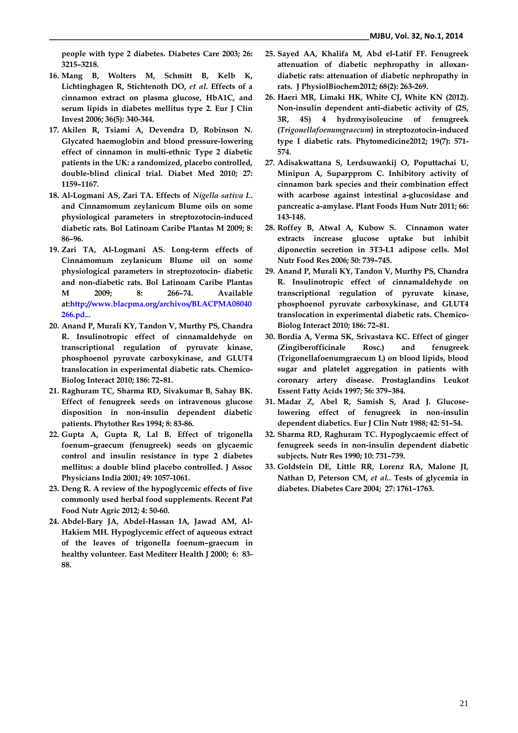people with type 2 diabetes. Diabetes Care 2003; 26: 3215–3218.

16. Mang B, Wolters M, Schmitt B, Kelb K, Lichtinghagen R, Stichtenoth DO, *et al*. Effects of a cinnamon extract on plasma glucose, HbA1C, and serum lipids in diabetes mellitus type 2. Eur J Clin Invest 2006; 36(5): 340-344.
17. Akilen R, Tsiami A, Devendra D, Robinson N. Glycated haemoglobin and blood pressure-lowering effect of cinnamon in multi-ethnic Type 2 diabetic patients in the UK: a randomized, placebo controlled, double-blind clinical trial. Diabet Med 2010; 27: 1159–1167.
18. Al-Logmani AS, Zari TA. Effects of *Nigella sativa L*. and Cinnamomum zeylanicum Blume oils on some physiological parameters in streptozotocin-induced diabetic rats. Bol Latinoam Caribe Plantas M 2009; 8: 86–96.
19. Zari TA, Al-Logmani AS. Long-term effects of Cinnamomum zeylanicum Blume oil on some physiological parameters in streptozotocin- diabetic and non-diabetic rats. Bol Latinoam Caribe Plantas M 2009; 8: 266–74. Available at:http://www.blacpma.org/archivos/BLACPMA08040266.pd...
20. Anand P, Murali KY, Tandon V, Murthy PS, Chandra R. Insulinotropic effect of cinnamaldehyde on transcriptional regulation of pyruvate kinase, phosphoenol pyruvate carboxykinase, and GLUT4 translocation in experimental diabetic rats. Chemico-Biolog Interact 2010; 186: 72–81.
21. Raghuram TC, Sharma RD, Sivakumar B, Sahay BK. Effect of fenugreek seeds on intravenous glucose disposition in non-insulin dependent diabetic patients. Phytother Res 1994; 8: 83-86.
22. Gupta A, Gupta R, Lal B. Effect of trigonella foenum–graecum (fenugreek) seeds on glycaemic control and insulin resistance in type 2 diabetes mellitus: a double blind placebo controlled. J Assoc Physicians India 2001; 49: 1057-1061.
23. Deng R. A review of the hypoglycemic effects of five commonly used herbal food supplements. Recent Pat Food Nutr Agric 2012; 4: 50-60.
24. Abdel-Bary JA, Abdel-Hassan IA, Jawad AM, Al-Hakiem MH. Hypoglycemic effect of aqueous extract of the leaves of trigonella foenum–graecum in healthy volunteer. East Mediterr Health J 2000; 6: 83-88.
25. Sayed AA, Khalifa M, Abd el-Latif FF. Fenugreek attenuation of diabetic nephropathy in alloxan-diabetic rats: attenuation of diabetic nephropathy in rats. J PhysiolBiochem2012; 68(2): 263-269.
26. Haeri MR, Limaki HK, White CJ, White KN (2012). Non-insulin dependent anti-diabetic activity of (2S, 3R, 4S) 4 hydroxyisoleucine of fenugreek (*Trigonellafoenumgraecum*) in streptozotocin-induced type I diabetic rats. Phytomedicine2012; 19(7): 571-574.
27. Adisakwattana S, Lerdsuwankij O, Poputtachai U, Minipun A, Suparpprom C. Inhibitory activity of cinnamon bark species and their combination effect with acarbose against intestinal a-glucosidase and pancreatic a-amylase. Plant Foods Hum Nutr 2011; 66: 143-148.
28. Roffey B, Atwal A, Kubow S. Cinnamon water extracts increase glucose uptake but inhibit diponectin secretion in 3T3-L1 adipose cells. Mol Nutr Food Res 2006; 50: 739–745.
29. Anand P, Murali KY, Tandon V, Murthy PS, Chandra R. Insulinotropic effect of cinnamaldehyde on transcriptional regulation of pyruvate kinase, phosphoenol pyruvate carboxykinase, and GLUT4 translocation in experimental diabetic rats. Chemico-Biolog Interact 2010; 186: 72–81.
30. Bordia A, Verma SK, Srivastava KC. Effect of ginger (Zingiberofficinale Rosc.) and fenugreek (Trigonellafoenumgraecum L) on blood lipids, blood sugar and platelet aggregation in patients with coronary artery disease. Prostaglandins Leukot Essent Fatty Acids 1997; 56: 379–384.
31. Madar Z, Abel R, Samish S, Arad J. Glucose-lowering effect of fenugreek in non-insulin dependent diabetics. Eur J Clin Nutr 1988; 42: 51–54.
32. Sharma RD, Raghuram TC. Hypoglycaemic effect of fenugreek seeds in non-insulin dependent diabetic subjects. Nutr Res 1990; 10: 731–739.
33. Goldstein DE, Little RR, Lorenz RA, Malone JI, Nathan D, Peterson CM, *et al.*. Tests of glycemia in diabetes. Diabetes Care 2004; 27: 1761–1763.